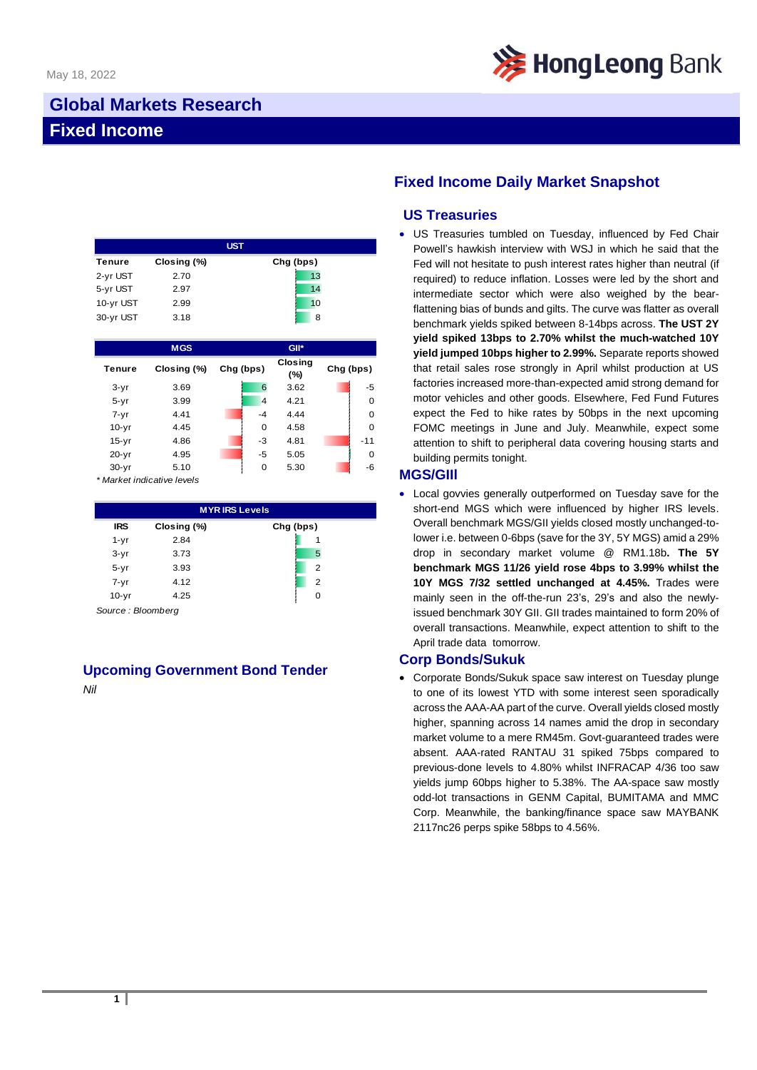May 18, 2022

# Global Markets Research

# Fixed Income

| UST | | |
|---|---|---|
| Tenure | Closing (%) | Chg (bps) |
| 2-yr UST | 2.70 | 13 |
| 5-yr UST | 2.97 | 14 |
| 10-yr UST | 2.99 | 10 |
| 30-yr UST | 3.18 | 8 |

| | MGS | | GII* | |
|---|---|---|---|---|
| Tenure | Closing (%) | Chg (bps) | Closing (%) | Chg (bps) |
| 3-yr | 3.69 | 6 | 3.62 | -5 |
| 5-yr | 3.99 | 4 | 4.21 | 0 |
| 7-yr | 4.41 | -4 | 4.44 | 0 |
| 10-yr | 4.45 | 0 | 4.58 | 0 |
| 15-yr | 4.86 | -3 | 4.81 | -11 |
| 20-yr | 4.95 | -5 | 5.05 | 0 |
| 30-yr | 5.10 | 0 | 5.30 | -6 |

*\* Market indicative levels*

| MYR IRS Levels | | |
|---|---|---|
| IRS | Closing (%) | Chg (bps) |
| 1-yr | 2.84 | 1 |
| 3-yr | 3.73 | 5 |
| 5-yr | 3.93 | 2 |
| 7-yr | 4.12 | 2 |
| 10-yr | 4.25 | 0 |

*Source : Bloomberg*

## Upcoming Government Bond Tender

*Nil*

## Fixed Income Daily Market Snapshot

### US Treasuries

- US Treasuries tumbled on Tuesday, influenced by Fed Chair Powell's hawkish interview with WSJ in which he said that the Fed will not hesitate to push interest rates higher than neutral (if required) to reduce inflation. Losses were led by the short and intermediate sector which were also weighed by the bear-flattening bias of bunds and gilts. The curve was flatter as overall benchmark yields spiked between 8-14bps across. **The UST 2Y yield spiked 13bps to 2.70% whilst the much-watched 10Y yield jumped 10bps higher to 2.99%.** Separate reports showed that retail sales rose strongly in April whilst production at US factories increased more-than-expected amid strong demand for motor vehicles and other goods. Elsewhere, Fed Fund Futures expect the Fed to hike rates by 50bps in the next upcoming FOMC meetings in June and July. Meanwhile, expect some attention to shift to peripheral data covering housing starts and building permits tonight.

### MGS/GIII

- Local govvies generally outperformed on Tuesday save for the short-end MGS which were influenced by higher IRS levels. Overall benchmark MGS/GII yields closed mostly unchanged-to-lower i.e. between 0-6bps (save for the 3Y, 5Y MGS) amid a 29% drop in secondary market volume @ RM1.18b**. The 5Y benchmark MGS 11/26 yield rose 4bps to 3.99% whilst the 10Y MGS 7/32 settled unchanged at 4.45%.** Trades were mainly seen in the off-the-run 23's, 29's and also the newly-issued benchmark 30Y GII. GII trades maintained to form 20% of overall transactions. Meanwhile, expect attention to shift to the April trade data tomorrow.

### Corp Bonds/Sukuk

- Corporate Bonds/Sukuk space saw interest on Tuesday plunge to one of its lowest YTD with some interest seen sporadically across the AAA-AA part of the curve. Overall yields closed mostly higher, spanning across 14 names amid the drop in secondary market volume to a mere RM45m. Govt-guaranteed trades were absent. AAA-rated RANTAU 31 spiked 75bps compared to previous-done levels to 4.80% whilst INFRACAP 4/36 too saw yields jump 60bps higher to 5.38%. The AA-space saw mostly odd-lot transactions in GENM Capital, BUMITAMA and MMC Corp. Meanwhile, the banking/finance space saw MAYBANK 2117nc26 perps spike 58bps to 4.56%.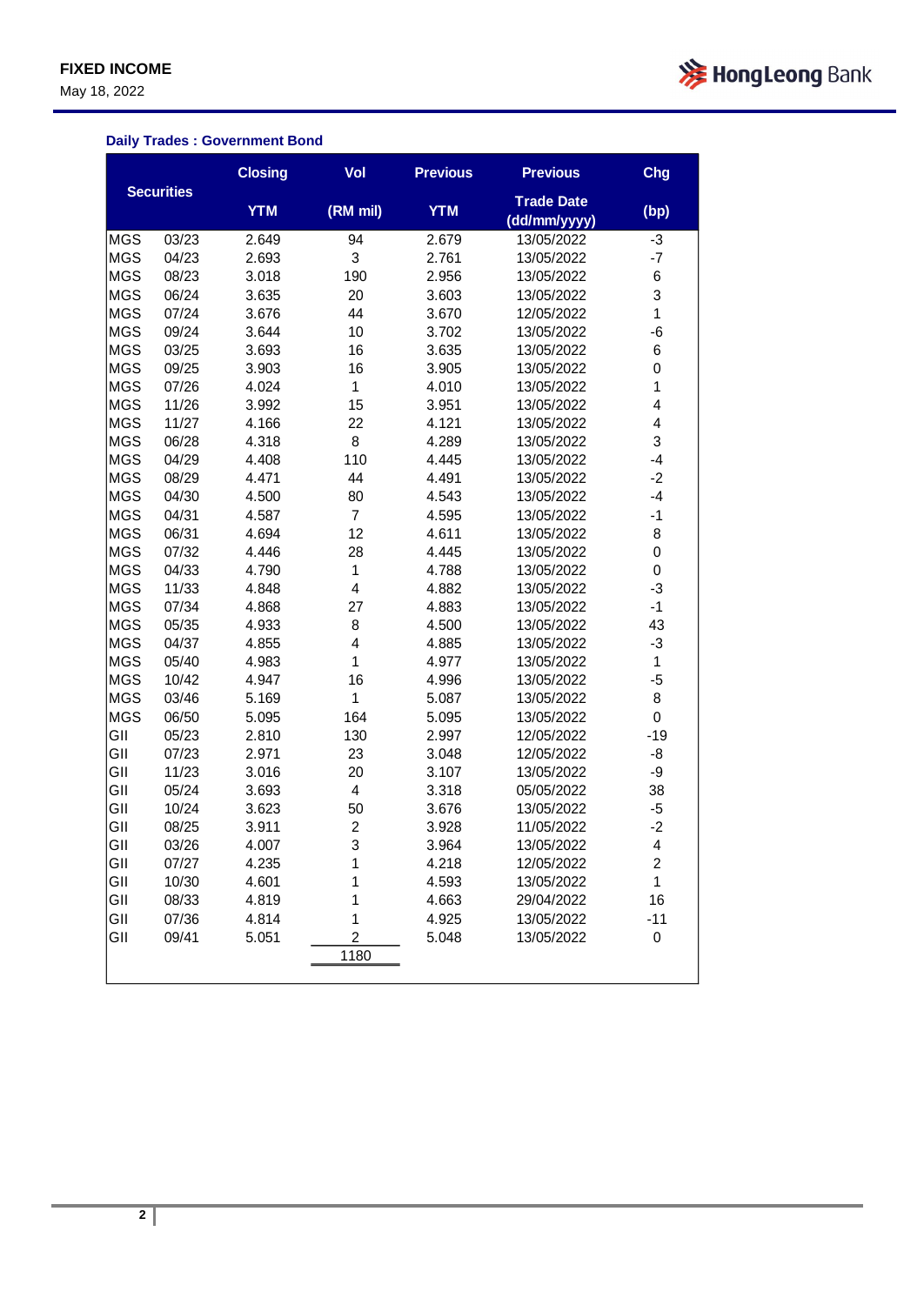FIXED INCOME

May 18, 2022

**Daily Trades : Government Bond**

| Securities | | Closing YTM | Vol (RM mil) | Previous YTM | Previous Trade Date (dd/mm/yyyy) | Chg (bp) |
|---|---|---|---|---|---|---|
| MGS | 03/23 | 2.649 | 94 | 2.679 | 13/05/2022 | -3 |
| MGS | 04/23 | 2.693 | 3 | 2.761 | 13/05/2022 | -7 |
| MGS | 08/23 | 3.018 | 190 | 2.956 | 13/05/2022 | 6 |
| MGS | 06/24 | 3.635 | 20 | 3.603 | 13/05/2022 | 3 |
| MGS | 07/24 | 3.676 | 44 | 3.670 | 12/05/2022 | 1 |
| MGS | 09/24 | 3.644 | 10 | 3.702 | 13/05/2022 | -6 |
| MGS | 03/25 | 3.693 | 16 | 3.635 | 13/05/2022 | 6 |
| MGS | 09/25 | 3.903 | 16 | 3.905 | 13/05/2022 | 0 |
| MGS | 07/26 | 4.024 | 1 | 4.010 | 13/05/2022 | 1 |
| MGS | 11/26 | 3.992 | 15 | 3.951 | 13/05/2022 | 4 |
| MGS | 11/27 | 4.166 | 22 | 4.121 | 13/05/2022 | 4 |
| MGS | 06/28 | 4.318 | 8 | 4.289 | 13/05/2022 | 3 |
| MGS | 04/29 | 4.408 | 110 | 4.445 | 13/05/2022 | -4 |
| MGS | 08/29 | 4.471 | 44 | 4.491 | 13/05/2022 | -2 |
| MGS | 04/30 | 4.500 | 80 | 4.543 | 13/05/2022 | -4 |
| MGS | 04/31 | 4.587 | 7 | 4.595 | 13/05/2022 | -1 |
| MGS | 06/31 | 4.694 | 12 | 4.611 | 13/05/2022 | 8 |
| MGS | 07/32 | 4.446 | 28 | 4.445 | 13/05/2022 | 0 |
| MGS | 04/33 | 4.790 | 1 | 4.788 | 13/05/2022 | 0 |
| MGS | 11/33 | 4.848 | 4 | 4.882 | 13/05/2022 | -3 |
| MGS | 07/34 | 4.868 | 27 | 4.883 | 13/05/2022 | -1 |
| MGS | 05/35 | 4.933 | 8 | 4.500 | 13/05/2022 | 43 |
| MGS | 04/37 | 4.855 | 4 | 4.885 | 13/05/2022 | -3 |
| MGS | 05/40 | 4.983 | 1 | 4.977 | 13/05/2022 | 1 |
| MGS | 10/42 | 4.947 | 16 | 4.996 | 13/05/2022 | -5 |
| MGS | 03/46 | 5.169 | 1 | 5.087 | 13/05/2022 | 8 |
| MGS | 06/50 | 5.095 | 164 | 5.095 | 13/05/2022 | 0 |
| GII | 05/23 | 2.810 | 130 | 2.997 | 12/05/2022 | -19 |
| GII | 07/23 | 2.971 | 23 | 3.048 | 12/05/2022 | -8 |
| GII | 11/23 | 3.016 | 20 | 3.107 | 13/05/2022 | -9 |
| GII | 05/24 | 3.693 | 4 | 3.318 | 05/05/2022 | 38 |
| GII | 10/24 | 3.623 | 50 | 3.676 | 13/05/2022 | -5 |
| GII | 08/25 | 3.911 | 2 | 3.928 | 11/05/2022 | -2 |
| GII | 03/26 | 4.007 | 3 | 3.964 | 13/05/2022 | 4 |
| GII | 07/27 | 4.235 | 1 | 4.218 | 12/05/2022 | 2 |
| GII | 10/30 | 4.601 | 1 | 4.593 | 13/05/2022 | 1 |
| GII | 08/33 | 4.819 | 1 | 4.663 | 29/04/2022 | 16 |
| GII | 07/36 | 4.814 | 1 | 4.925 | 13/05/2022 | -11 |
| GII | 09/41 | 5.051 | 2 | 5.048 | 13/05/2022 | 0 |
| | | | 1180 | | | |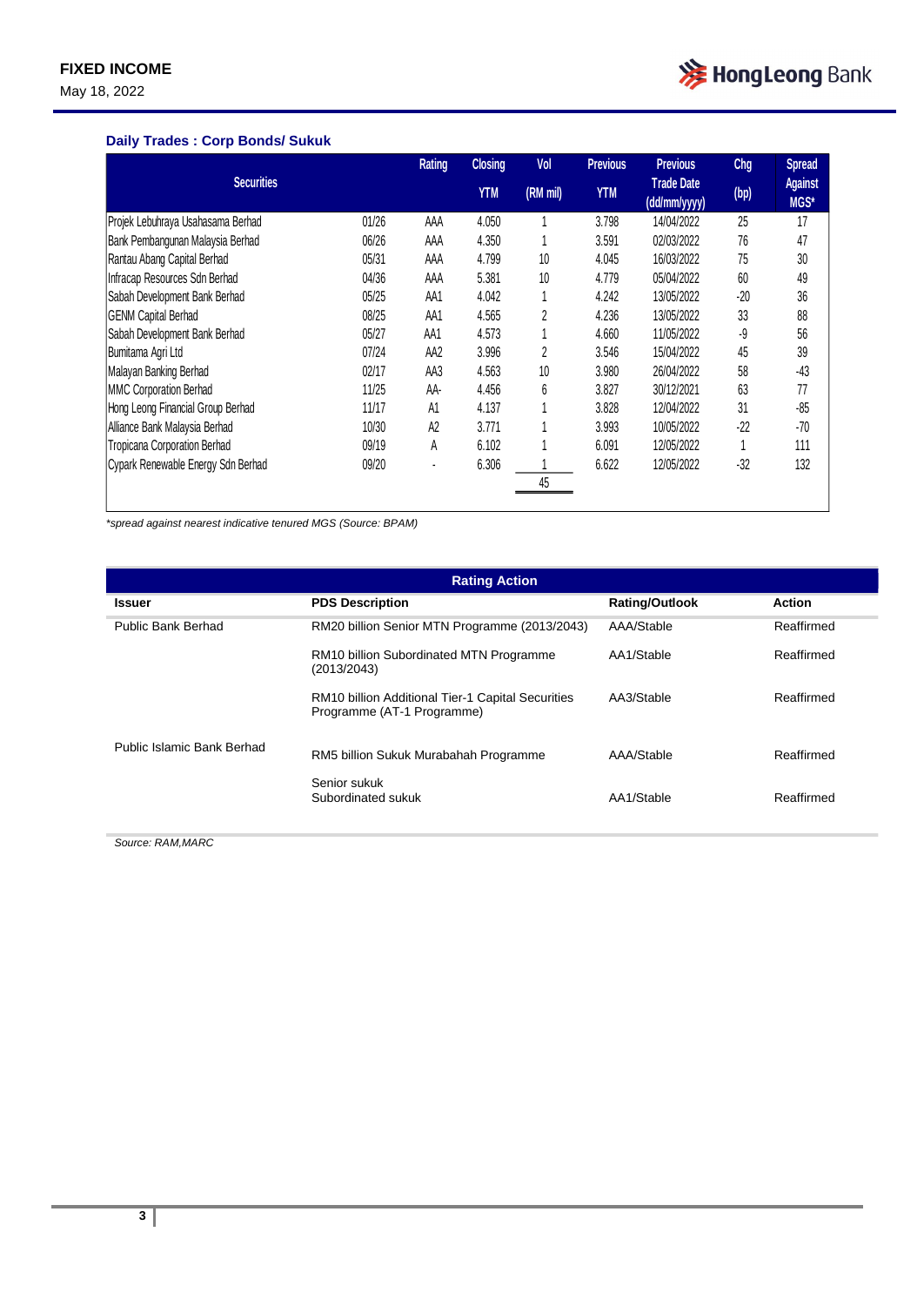FIXED INCOME

May 18, 2022

### Daily Trades : Corp Bonds/ Sukuk

| Securities | | Rating | Closing YTM | Vol (RM mil) | Previous YTM | Previous Trade Date (dd/mm/yyyy) | Chg (bp) | Spread Against MGS* |
|---|---|---|---|---|---|---|---|---|
| Projek Lebuhraya Usahasama Berhad | 01/26 | AAA | 4.050 | 1 | 3.798 | 14/04/2022 | 25 | 17 |
| Bank Pembangunan Malaysia Berhad | 06/26 | AAA | 4.350 | 1 | 3.591 | 02/03/2022 | 76 | 47 |
| Rantau Abang Capital Berhad | 05/31 | AAA | 4.799 | 10 | 4.045 | 16/03/2022 | 75 | 30 |
| Infracap Resources Sdn Berhad | 04/36 | AAA | 5.381 | 10 | 4.779 | 05/04/2022 | 60 | 49 |
| Sabah Development Bank Berhad | 05/25 | AA1 | 4.042 | 1 | 4.242 | 13/05/2022 | -20 | 36 |
| GENM Capital Berhad | 08/25 | AA1 | 4.565 | 2 | 4.236 | 13/05/2022 | 33 | 88 |
| Sabah Development Bank Berhad | 05/27 | AA1 | 4.573 | 1 | 4.660 | 11/05/2022 | -9 | 56 |
| Bumitama Agri Ltd | 07/24 | AA2 | 3.996 | 2 | 3.546 | 15/04/2022 | 45 | 39 |
| Malayan Banking Berhad | 02/17 | AA3 | 4.563 | 10 | 3.980 | 26/04/2022 | 58 | -43 |
| MMC Corporation Berhad | 11/25 | AA- | 4.456 | 6 | 3.827 | 30/12/2021 | 63 | 77 |
| Hong Leong Financial Group Berhad | 11/17 | A1 | 4.137 | 1 | 3.828 | 12/04/2022 | 31 | -85 |
| Alliance Bank Malaysia Berhad | 10/30 | A2 | 3.771 | 1 | 3.993 | 10/05/2022 | -22 | -70 |
| Tropicana Corporation Berhad | 09/19 | A | 6.102 | 1 | 6.091 | 12/05/2022 | 1 | 111 |
| Cypark Renewable Energy Sdn Berhad | 09/20 | - | 6.306 | 1 | 6.622 | 12/05/2022 | -32 | 132 |
| | | | | 45 | | | | |

*spread against nearest indicative tenured MGS (Source: BPAM)*

### Rating Action

| Issuer | PDS Description | Rating/Outlook | Action |
|---|---|---|---|
| Public Bank Berhad | RM20 billion Senior MTN Programme (2013/2043) | AAA/Stable | Reaffirmed |
| | RM10 billion Subordinated MTN Programme (2013/2043) | AA1/Stable | Reaffirmed |
| | RM10 billion Additional Tier-1 Capital Securities Programme (AT-1 Programme) | AA3/Stable | Reaffirmed |
| Public Islamic Bank Berhad | RM5 billion Sukuk Murabahah Programme | AAA/Stable | Reaffirmed |
| | Senior sukuk<br>Subordinated sukuk | AA1/Stable | Reaffirmed |

*Source: RAM,MARC*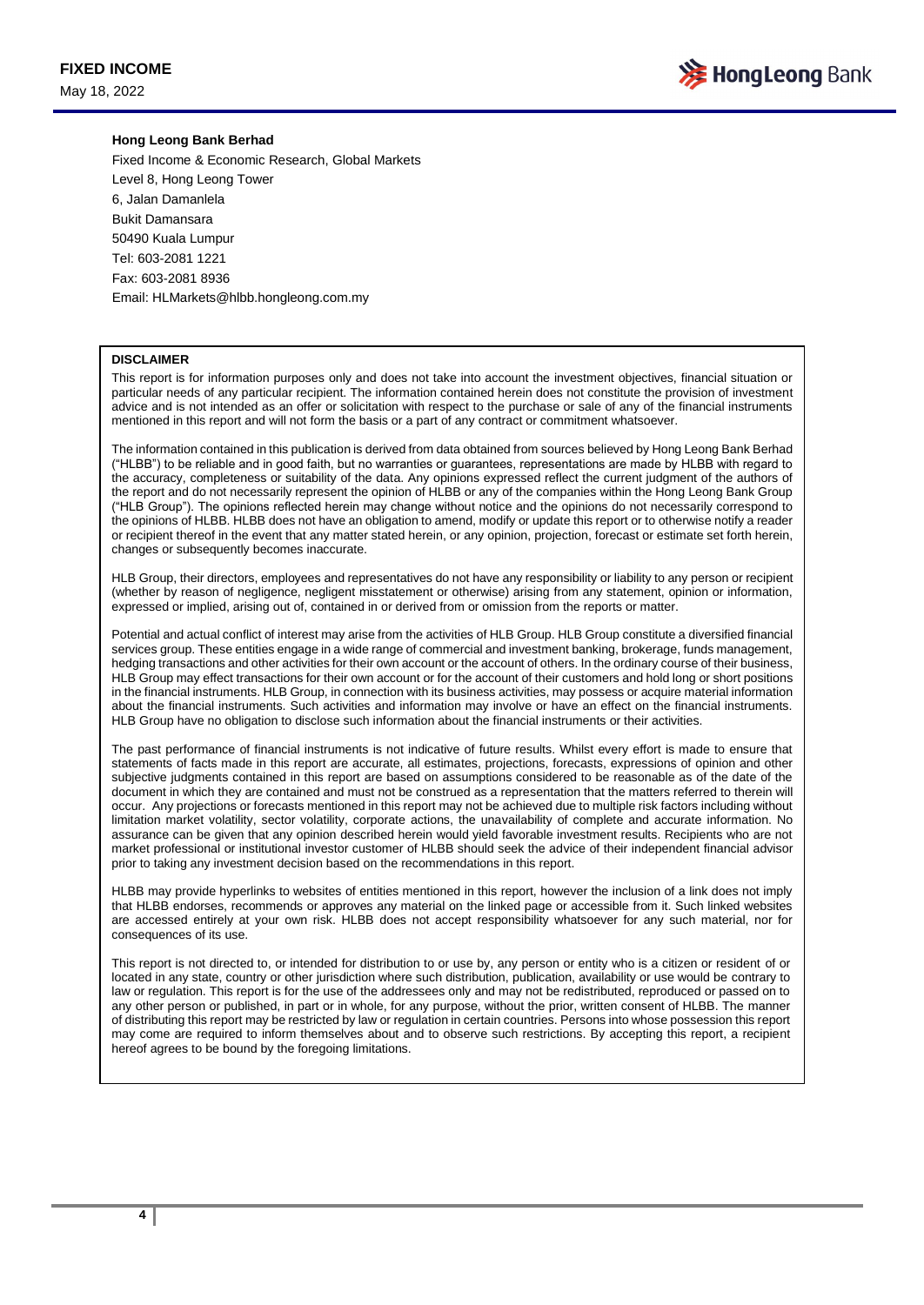**Hong Leong Bank Berhad**

Fixed Income & Economic Research, Global Markets
Level 8, Hong Leong Tower
6, Jalan Damanlela
Bukit Damansara
50490 Kuala Lumpur
Tel: 603-2081 1221
Fax: 603-2081 8936
Email: HLMarkets@hlbb.hongleong.com.my

**DISCLAIMER**

This report is for information purposes only and does not take into account the investment objectives, financial situation or particular needs of any particular recipient. The information contained herein does not constitute the provision of investment advice and is not intended as an offer or solicitation with respect to the purchase or sale of any of the financial instruments mentioned in this report and will not form the basis or a part of any contract or commitment whatsoever.

The information contained in this publication is derived from data obtained from sources believed by Hong Leong Bank Berhad ("HLBB") to be reliable and in good faith, but no warranties or guarantees, representations are made by HLBB with regard to the accuracy, completeness or suitability of the data. Any opinions expressed reflect the current judgment of the authors of the report and do not necessarily represent the opinion of HLBB or any of the companies within the Hong Leong Bank Group ("HLB Group"). The opinions reflected herein may change without notice and the opinions do not necessarily correspond to the opinions of HLBB. HLBB does not have an obligation to amend, modify or update this report or to otherwise notify a reader or recipient thereof in the event that any matter stated herein, or any opinion, projection, forecast or estimate set forth herein, changes or subsequently becomes inaccurate.

HLB Group, their directors, employees and representatives do not have any responsibility or liability to any person or recipient (whether by reason of negligence, negligent misstatement or otherwise) arising from any statement, opinion or information, expressed or implied, arising out of, contained in or derived from or omission from the reports or matter.

Potential and actual conflict of interest may arise from the activities of HLB Group. HLB Group constitute a diversified financial services group. These entities engage in a wide range of commercial and investment banking, brokerage, funds management, hedging transactions and other activities for their own account or the account of others. In the ordinary course of their business, HLB Group may effect transactions for their own account or for the account of their customers and hold long or short positions in the financial instruments. HLB Group, in connection with its business activities, may possess or acquire material information about the financial instruments. Such activities and information may involve or have an effect on the financial instruments. HLB Group have no obligation to disclose such information about the financial instruments or their activities.

The past performance of financial instruments is not indicative of future results. Whilst every effort is made to ensure that statements of facts made in this report are accurate, all estimates, projections, forecasts, expressions of opinion and other subjective judgments contained in this report are based on assumptions considered to be reasonable as of the date of the document in which they are contained and must not be construed as a representation that the matters referred to therein will occur. Any projections or forecasts mentioned in this report may not be achieved due to multiple risk factors including without limitation market volatility, sector volatility, corporate actions, the unavailability of complete and accurate information. No assurance can be given that any opinion described herein would yield favorable investment results. Recipients who are not market professional or institutional investor customer of HLBB should seek the advice of their independent financial advisor prior to taking any investment decision based on the recommendations in this report.

HLBB may provide hyperlinks to websites of entities mentioned in this report, however the inclusion of a link does not imply that HLBB endorses, recommends or approves any material on the linked page or accessible from it. Such linked websites are accessed entirely at your own risk. HLBB does not accept responsibility whatsoever for any such material, nor for consequences of its use.

This report is not directed to, or intended for distribution to or use by, any person or entity who is a citizen or resident of or located in any state, country or other jurisdiction where such distribution, publication, availability or use would be contrary to law or regulation. This report is for the use of the addressees only and may not be redistributed, reproduced or passed on to any other person or published, in part or in whole, for any purpose, without the prior, written consent of HLBB. The manner of distributing this report may be restricted by law or regulation in certain countries. Persons into whose possession this report may come are required to inform themselves about and to observe such restrictions. By accepting this report, a recipient hereof agrees to be bound by the foregoing limitations.